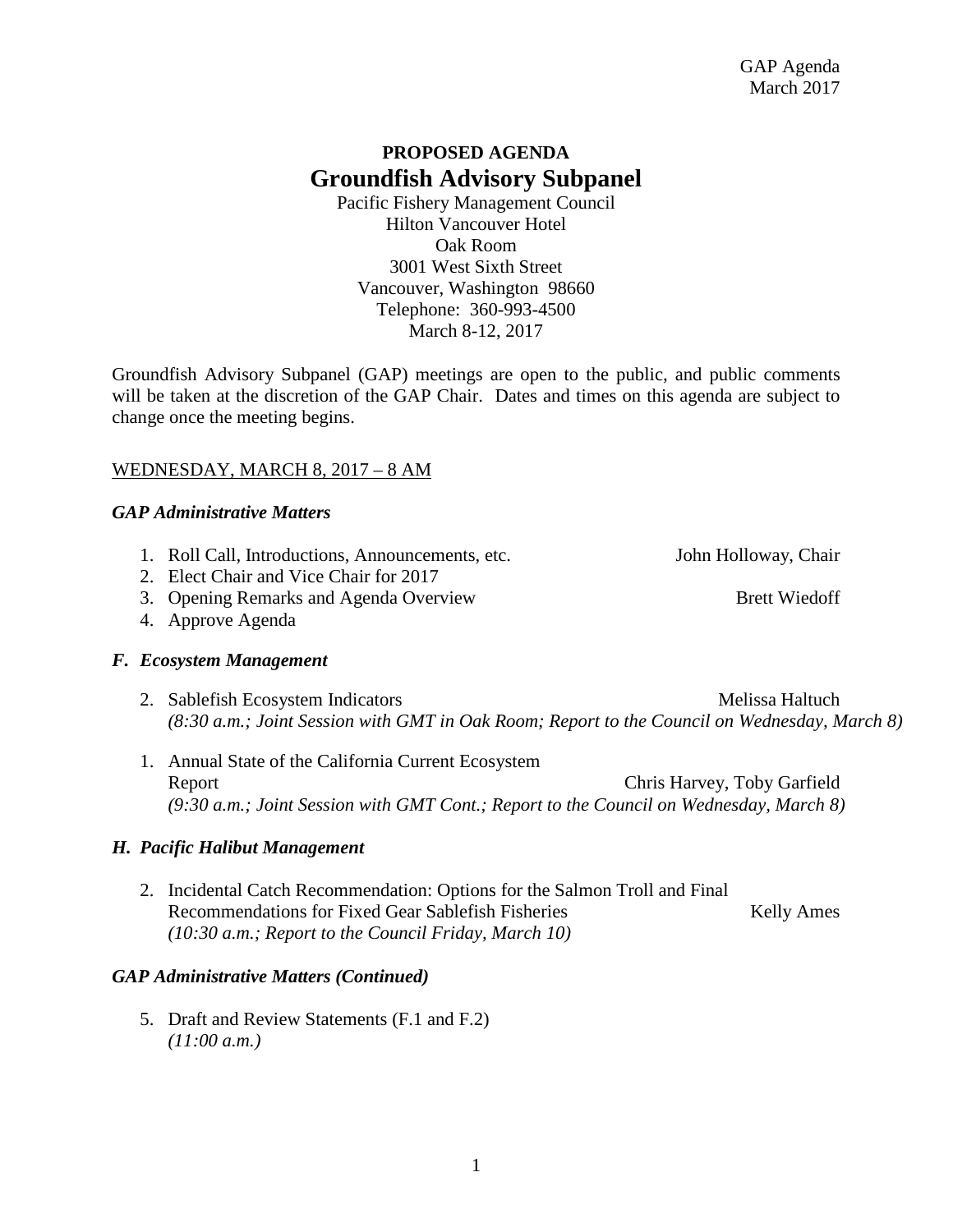# PROPOSED AGENDA
# Groundfish Advisory Subpanel

Pacific Fishery Management Council
Hilton Vancouver Hotel
Oak Room
3001 West Sixth Street
Vancouver, Washington 98660
Telephone: 360-993-4500
March 8-12, 2017

Groundfish Advisory Subpanel (GAP) meetings are open to the public, and public comments will be taken at the discretion of the GAP Chair. Dates and times on this agenda are subject to change once the meeting begins.

WEDNESDAY, MARCH 8, 2017 – 8 AM

### *GAP Administrative Matters*

1. Roll Call, Introductions, Announcements, etc. — John Holloway, Chair
2. Elect Chair and Vice Chair for 2017
3. Opening Remarks and Agenda Overview — Brett Wiedoff
4. Approve Agenda

### *F. Ecosystem Management*

2. Sablefish Ecosystem Indicators — Melissa Haltuch
   *(8:30 a.m.; Joint Session with GMT in Oak Room; Report to the Council on Wednesday, March 8)*

1. Annual State of the California Current Ecosystem Report — Chris Harvey, Toby Garfield
   *(9:30 a.m.; Joint Session with GMT Cont.; Report to the Council on Wednesday, March 8)*

### *H. Pacific Halibut Management*

2. Incidental Catch Recommendation: Options for the Salmon Troll and Final Recommendations for Fixed Gear Sablefish Fisheries — Kelly Ames
   *(10:30 a.m.; Report to the Council Friday, March 10)*

### *GAP Administrative Matters (Continued)*

5. Draft and Review Statements (F.1 and F.2)
   *(11:00 a.m.)*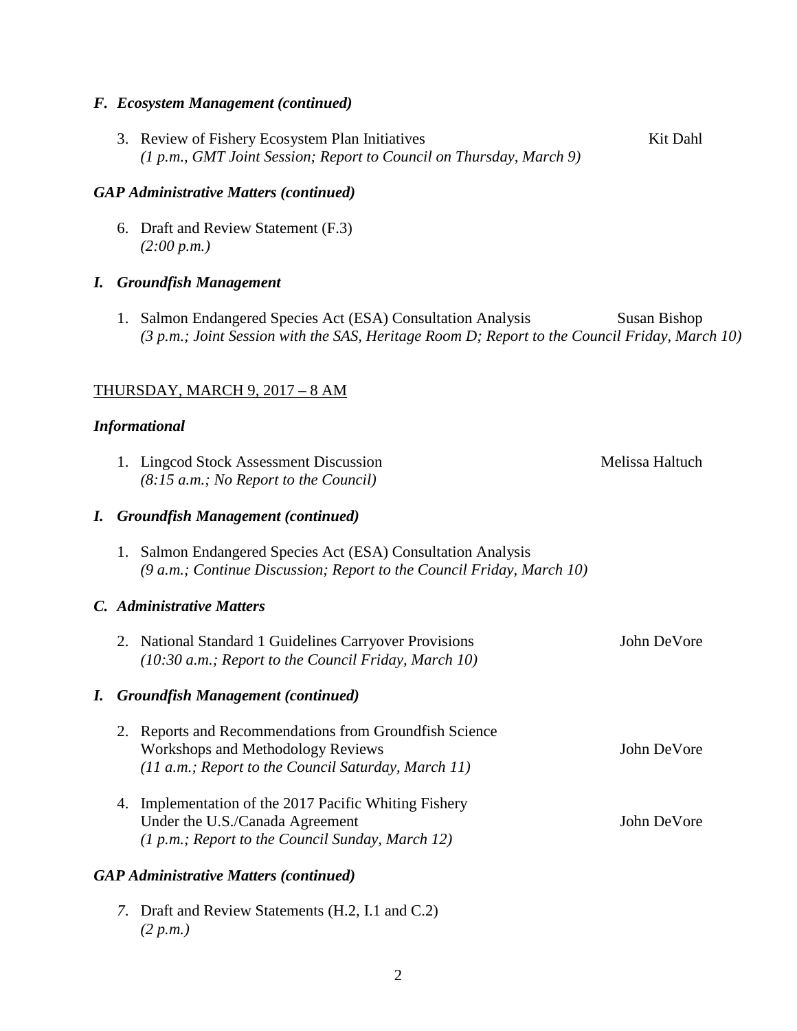### *F. Ecosystem Management (continued)*

3. Review of Fishery Ecosystem Plan Initiatives — Kit Dahl
   *(1 p.m., GMT Joint Session; Report to Council on Thursday, March 9)*

### *GAP Administrative Matters (continued)*

6. Draft and Review Statement (F.3)
   *(2:00 p.m.)*

### *I. Groundfish Management*

1. Salmon Endangered Species Act (ESA) Consultation Analysis — Susan Bishop
   *(3 p.m.; Joint Session with the SAS, Heritage Room D; Report to the Council Friday, March 10)*

## THURSDAY, MARCH 9, 2017 – 8 AM

### *Informational*

1. Lingcod Stock Assessment Discussion — Melissa Haltuch
   *(8:15 a.m.; No Report to the Council)*

### *I. Groundfish Management (continued)*

1. Salmon Endangered Species Act (ESA) Consultation Analysis
   *(9 a.m.; Continue Discussion; Report to the Council Friday, March 10)*

### *C. Administrative Matters*

2. National Standard 1 Guidelines Carryover Provisions — John DeVore
   *(10:30 a.m.; Report to the Council Friday, March 10)*

### *I. Groundfish Management (continued)*

2. Reports and Recommendations from Groundfish Science Workshops and Methodology Reviews — John DeVore
   *(11 a.m.; Report to the Council Saturday, March 11)*

4. Implementation of the 2017 Pacific Whiting Fishery Under the U.S./Canada Agreement — John DeVore
   *(1 p.m.; Report to the Council Sunday, March 12)*

### *GAP Administrative Matters (continued)*

7. Draft and Review Statements (H.2, I.1 and C.2)
   *(2 p.m.)*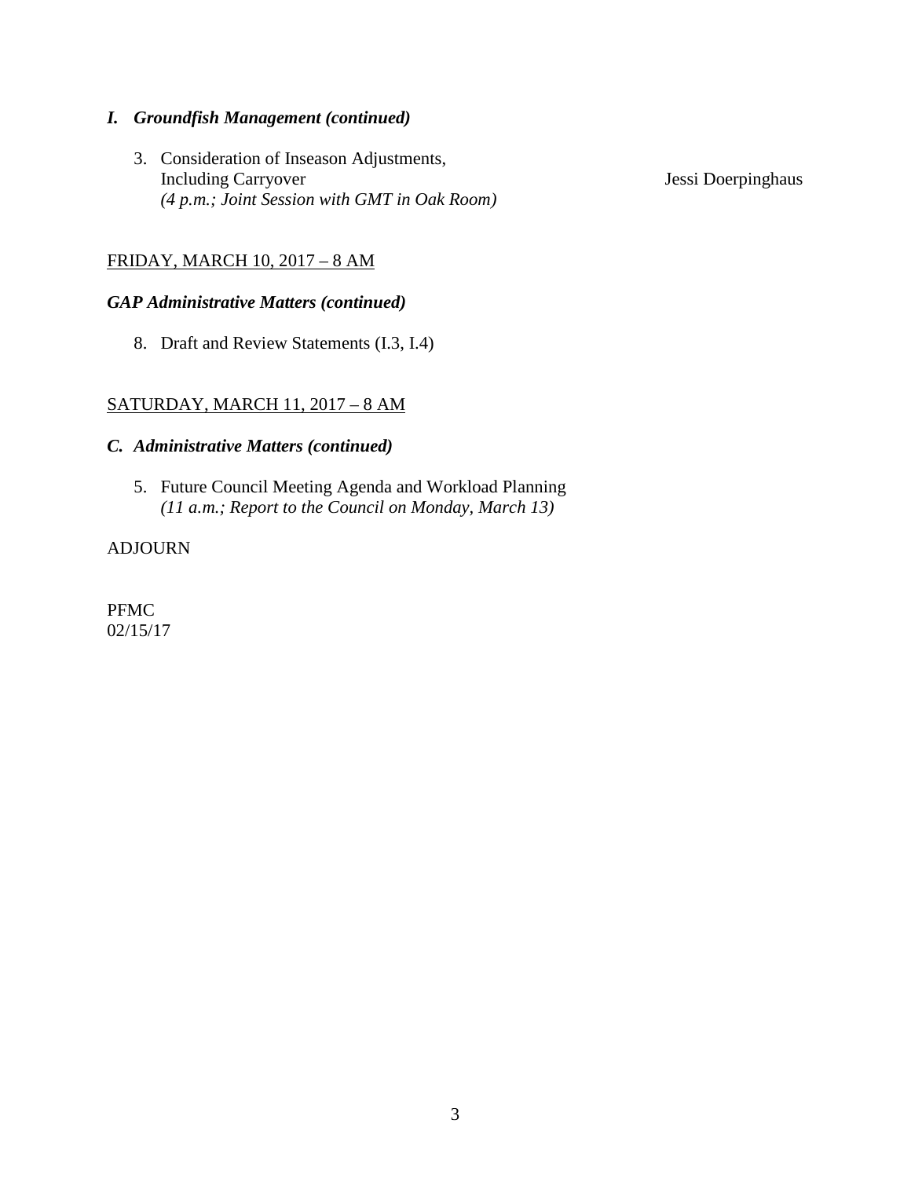### *I. Groundfish Management (continued)*

3. Consideration of Inseason Adjustments, Including Carryover — Jessi Doerpinghaus
   *(4 p.m.; Joint Session with GMT in Oak Room)*

<u>FRIDAY, MARCH 10, 2017 – 8 AM</u>

### *GAP Administrative Matters (continued)*

8. Draft and Review Statements (I.3, I.4)

<u>SATURDAY, MARCH 11, 2017 – 8 AM</u>

### *C. Administrative Matters (continued)*

5. Future Council Meeting Agenda and Workload Planning
   *(11 a.m.; Report to the Council on Monday, March 13)*

ADJOURN

PFMC
02/15/17